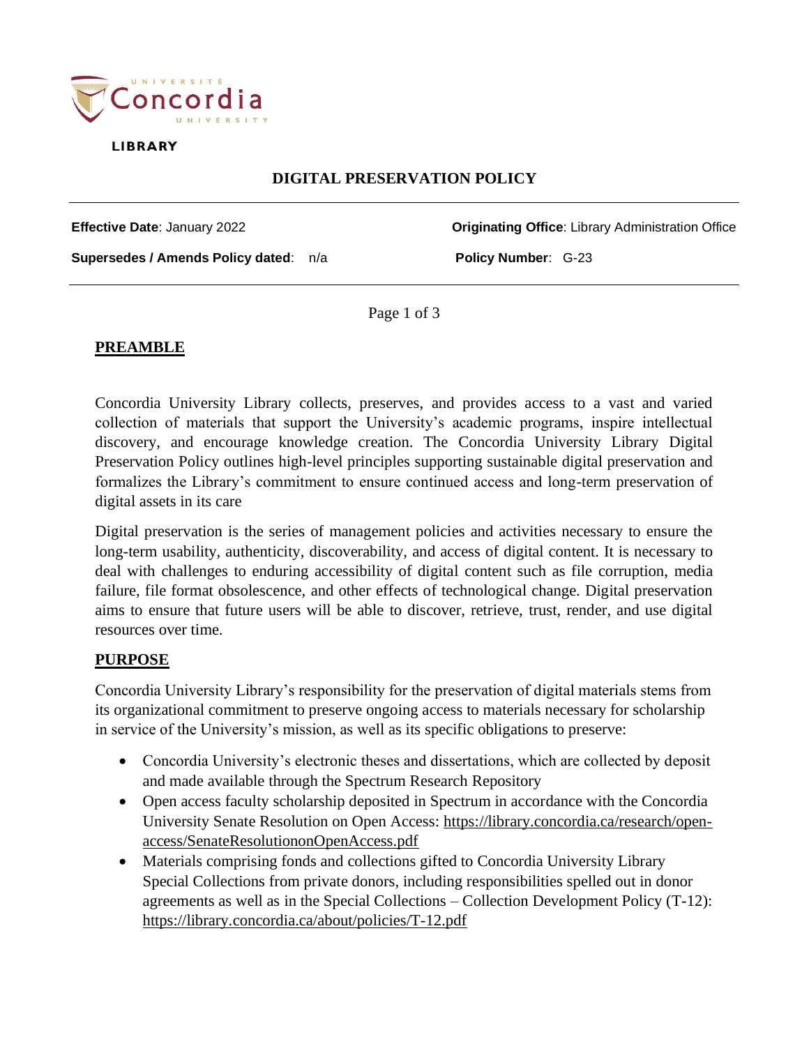LIBRARY

# DIGITAL PRESERVATION POLICY

**Effective Date**: January 2022

**Originating Office**: Library Administration Office

**Supersedes / Amends Policy dated**: n/a

**Policy Number**: G-23

## PREAMBLE

Concordia University Library collects, preserves, and provides access to a vast and varied collection of materials that support the University's academic programs, inspire intellectual discovery, and encourage knowledge creation. The Concordia University Library Digital Preservation Policy outlines high-level principles supporting sustainable digital preservation and formalizes the Library's commitment to ensure continued access and long-term preservation of digital assets in its care

Digital preservation is the series of management policies and activities necessary to ensure the long-term usability, authenticity, discoverability, and access of digital content. It is necessary to deal with challenges to enduring accessibility of digital content such as file corruption, media failure, file format obsolescence, and other effects of technological change. Digital preservation aims to ensure that future users will be able to discover, retrieve, trust, render, and use digital resources over time.

## PURPOSE

Concordia University Library's responsibility for the preservation of digital materials stems from its organizational commitment to preserve ongoing access to materials necessary for scholarship in service of the University's mission, as well as its specific obligations to preserve:

- Concordia University's electronic theses and dissertations, which are collected by deposit and made available through the Spectrum Research Repository
- Open access faculty scholarship deposited in Spectrum in accordance with the Concordia University Senate Resolution on Open Access: https://library.concordia.ca/research/open-access/SenateResolutiononOpenAccess.pdf
- Materials comprising fonds and collections gifted to Concordia University Library Special Collections from private donors, including responsibilities spelled out in donor agreements as well as in the Special Collections – Collection Development Policy (T-12): https://library.concordia.ca/about/policies/T-12.pdf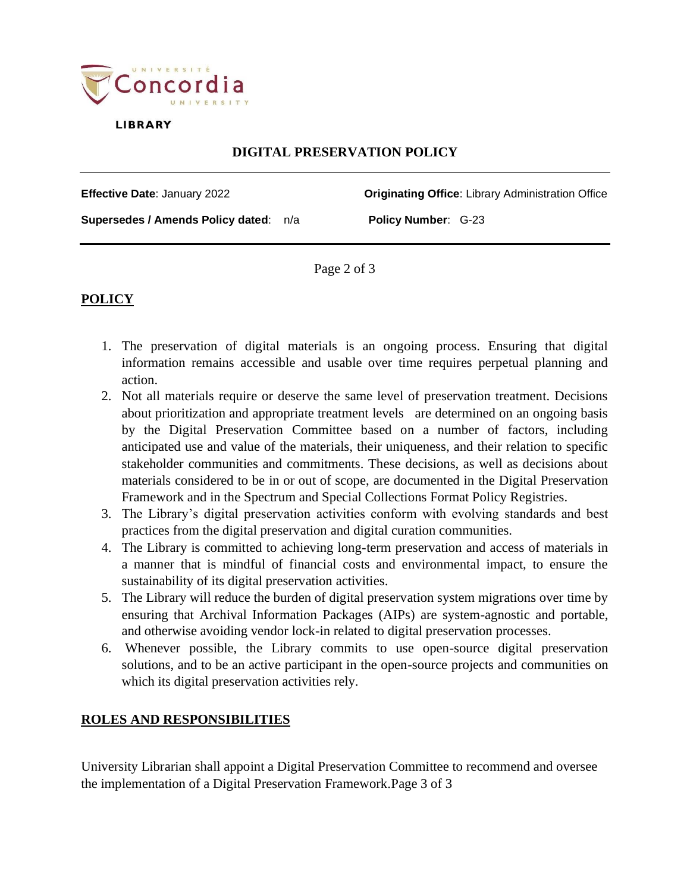## POLICY

1. The preservation of digital materials is an ongoing process. Ensuring that digital information remains accessible and usable over time requires perpetual planning and action.
2. Not all materials require or deserve the same level of preservation treatment. Decisions about prioritization and appropriate treatment levels are determined on an ongoing basis by the Digital Preservation Committee based on a number of factors, including anticipated use and value of the materials, their uniqueness, and their relation to specific stakeholder communities and commitments. These decisions, as well as decisions about materials considered to be in or out of scope, are documented in the Digital Preservation Framework and in the Spectrum and Special Collections Format Policy Registries.
3. The Library's digital preservation activities conform with evolving standards and best practices from the digital preservation and digital curation communities.
4. The Library is committed to achieving long-term preservation and access of materials in a manner that is mindful of financial costs and environmental impact, to ensure the sustainability of its digital preservation activities.
5. The Library will reduce the burden of digital preservation system migrations over time by ensuring that Archival Information Packages (AIPs) are system-agnostic and portable, and otherwise avoiding vendor lock-in related to digital preservation processes.
6. Whenever possible, the Library commits to use open-source digital preservation solutions, and to be an active participant in the open-source projects and communities on which its digital preservation activities rely.

## ROLES AND RESPONSIBILITIES

University Librarian shall appoint a Digital Preservation Committee to recommend and oversee the implementation of a Digital Preservation Framework.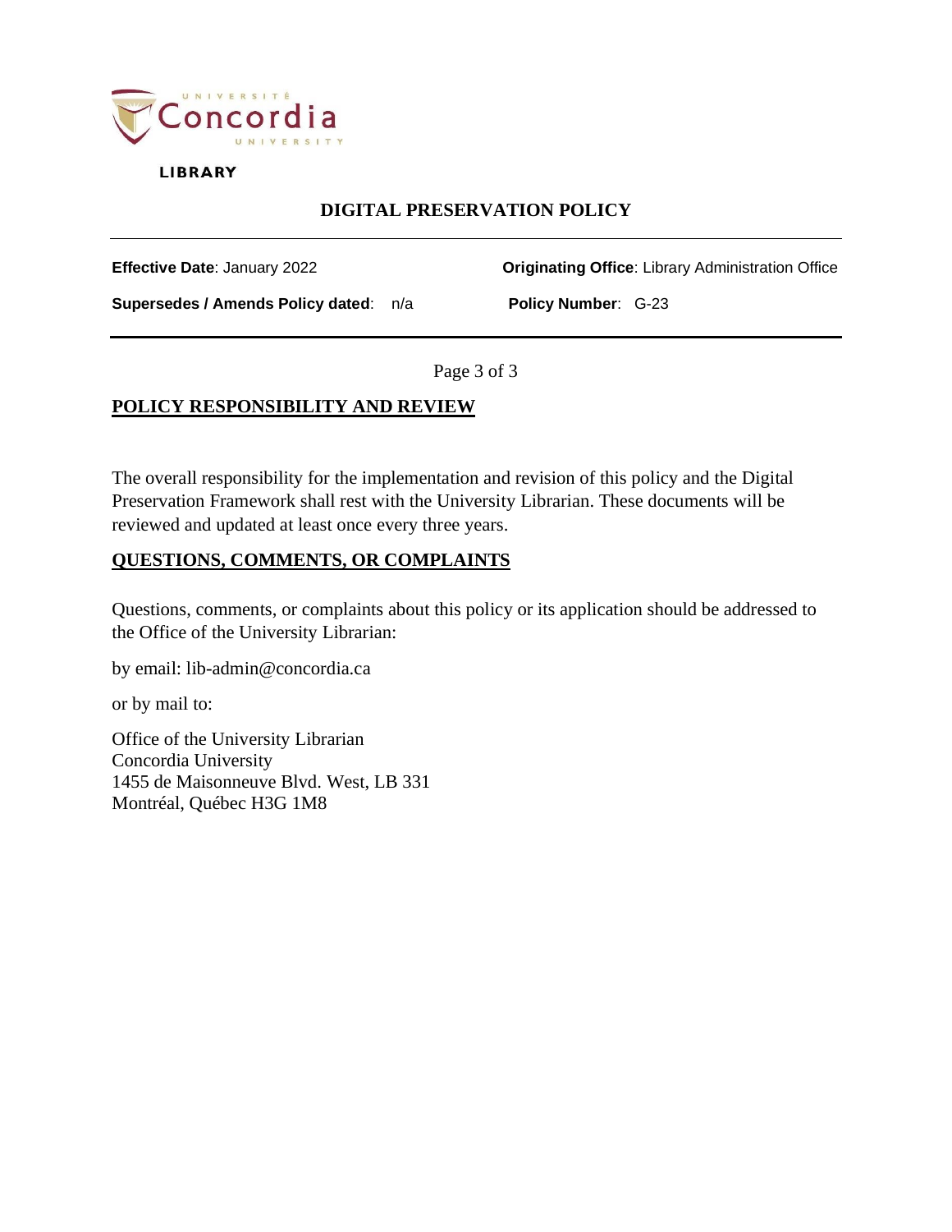## POLICY RESPONSIBILITY AND REVIEW

The overall responsibility for the implementation and revision of this policy and the Digital Preservation Framework shall rest with the University Librarian. These documents will be reviewed and updated at least once every three years.

## QUESTIONS, COMMENTS, OR COMPLAINTS

Questions, comments, or complaints about this policy or its application should be addressed to the Office of the University Librarian:

by email: lib-admin@concordia.ca

or by mail to:

Office of the University Librarian
Concordia University
1455 de Maisonneuve Blvd. West, LB 331
Montréal, Québec H3G 1M8